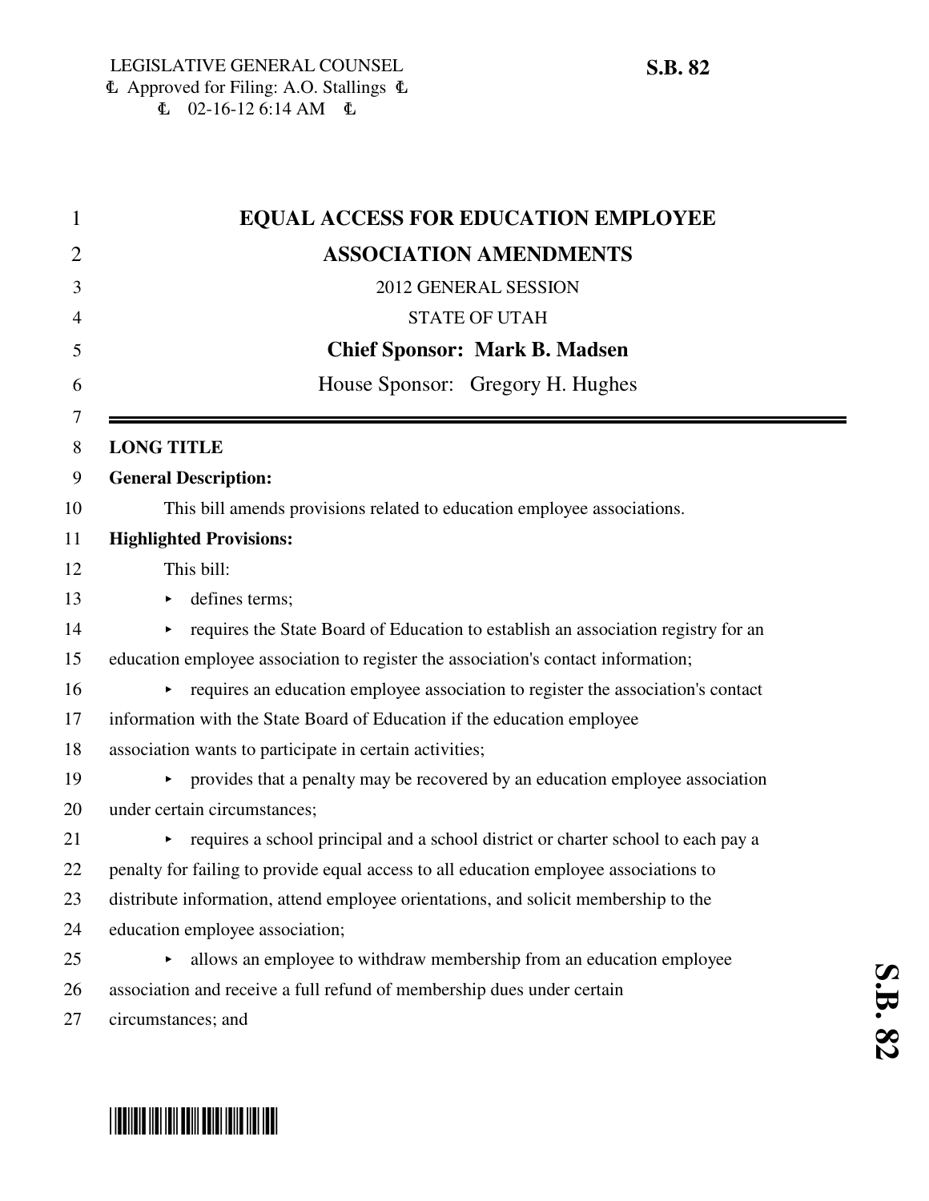LEGISLATIVE GENERAL COUNSEL
Approved for Filing: A.O. Stallings
02-16-12 6:14 AM

**S.B. 82**

# EQUAL ACCESS FOR EDUCATION EMPLOYEE ASSOCIATION AMENDMENTS

2012 GENERAL SESSION

STATE OF UTAH

**Chief Sponsor: Mark B. Madsen**

House Sponsor: Gregory H. Hughes

**LONG TITLE**

**General Description:**

This bill amends provisions related to education employee associations.

**Highlighted Provisions:**

This bill:

- defines terms;
- requires the State Board of Education to establish an association registry for an education employee association to register the association's contact information;
- requires an education employee association to register the association's contact information with the State Board of Education if the education employee association wants to participate in certain activities;
- provides that a penalty may be recovered by an education employee association under certain circumstances;
- requires a school principal and a school district or charter school to each pay a penalty for failing to provide equal access to all education employee associations to distribute information, attend employee orientations, and solicit membership to the education employee association;
- allows an employee to withdraw membership from an education employee association and receive a full refund of membership dues under certain circumstances; and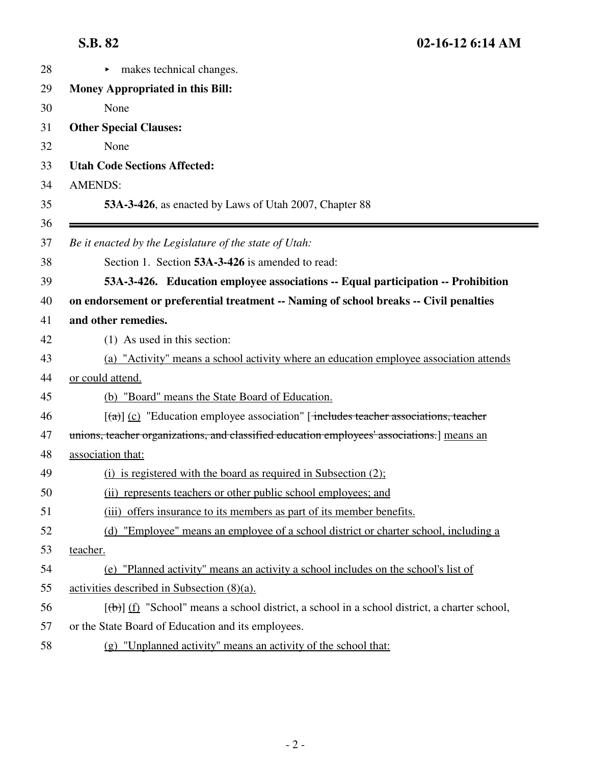▸ makes technical changes.

**Money Appropriated in this Bill:**

None

**Other Special Clauses:**

None

**Utah Code Sections Affected:**

AMENDS:

**53A-3-426**, as enacted by Laws of Utah 2007, Chapter 88

---

*Be it enacted by the Legislature of the state of Utah:*

Section 1. Section **53A-3-426** is amended to read:

**53A-3-426. Education employee associations -- Equal participation -- Prohibition on endorsement or preferential treatment -- Naming of school breaks -- Civil penalties and other remedies.**

(1) As used in this section:

(a) "Activity" means a school activity where an education employee association attends or could attend.

(b) "Board" means the State Board of Education.

[(a)] (c) "Education employee association" [ includes teacher associations, teacher unions, teacher organizations, and classified education employees' associations.] means an association that:

(i) is registered with the board as required in Subsection (2);

(ii) represents teachers or other public school employees; and

(iii) offers insurance to its members as part of its member benefits.

(d) "Employee" means an employee of a school district or charter school, including a teacher.

(e) "Planned activity" means an activity a school includes on the school's list of activities described in Subsection (8)(a).

[(b)] (f) "School" means a school district, a school in a school district, a charter school, or the State Board of Education and its employees.

(g) "Unplanned activity" means an activity of the school that: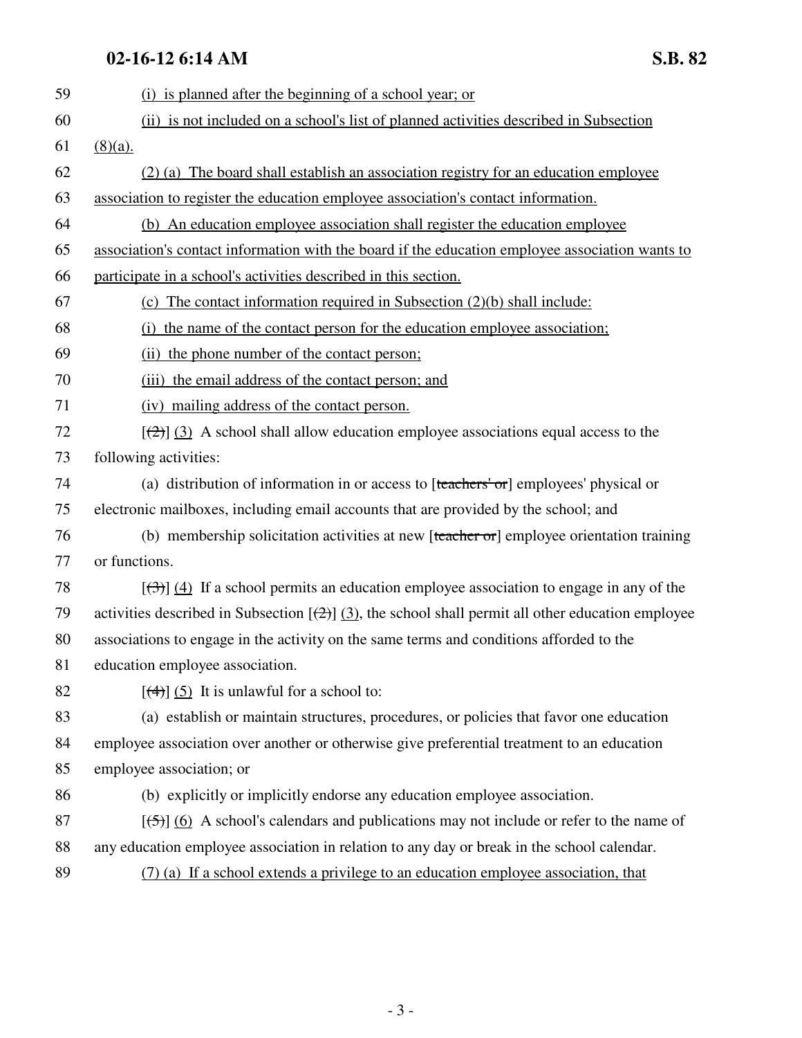(i) is planned after the beginning of a school year; or

(ii) is not included on a school's list of planned activities described in Subsection (8)(a).

(2) (a) The board shall establish an association registry for an education employee association to register the education employee association's contact information.

(b) An education employee association shall register the education employee association's contact information with the board if the education employee association wants to participate in a school's activities described in this section.

(c) The contact information required in Subsection (2)(b) shall include:

(i) the name of the contact person for the education employee association;

(ii) the phone number of the contact person;

(iii) the email address of the contact person; and

(iv) mailing address of the contact person.

[~~(2)~~] (3) A school shall allow education employee associations equal access to the following activities:

(a) distribution of information in or access to [~~teachers' or~~] employees' physical or electronic mailboxes, including email accounts that are provided by the school; and

(b) membership solicitation activities at new [~~teacher or~~] employee orientation training or functions.

[~~(3)~~] (4) If a school permits an education employee association to engage in any of the activities described in Subsection [~~(2)~~] (3), the school shall permit all other education employee associations to engage in the activity on the same terms and conditions afforded to the education employee association.

[~~(4)~~] (5) It is unlawful for a school to:

(a) establish or maintain structures, procedures, or policies that favor one education employee association over another or otherwise give preferential treatment to an education employee association; or

(b) explicitly or implicitly endorse any education employee association.

[~~(5)~~] (6) A school's calendars and publications may not include or refer to the name of any education employee association in relation to any day or break in the school calendar.

(7) (a) If a school extends a privilege to an education employee association, that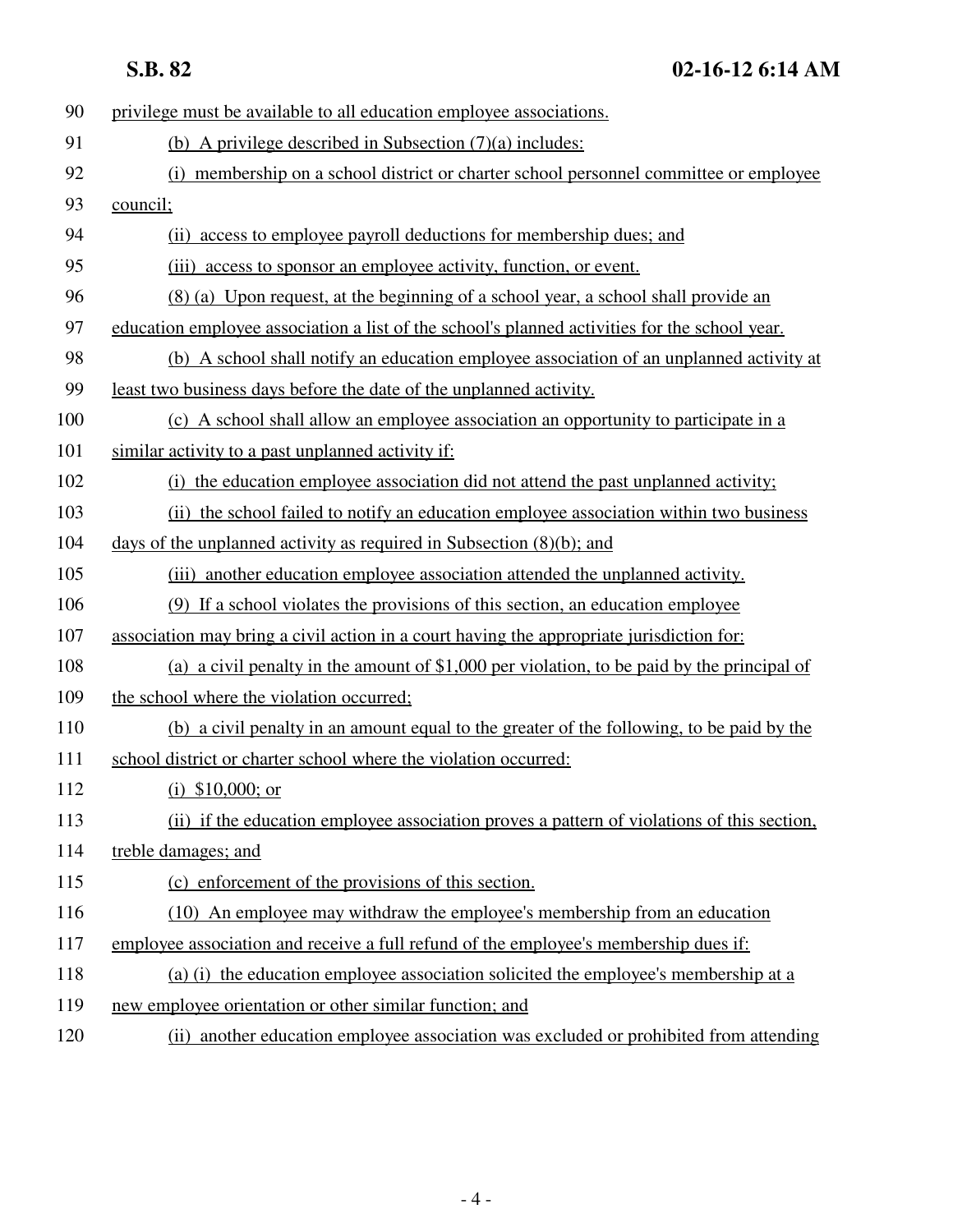privilege must be available to all education employee associations.

(b) A privilege described in Subsection (7)(a) includes:

(i) membership on a school district or charter school personnel committee or employee council;

(ii) access to employee payroll deductions for membership dues; and

(iii) access to sponsor an employee activity, function, or event.

(8) (a) Upon request, at the beginning of a school year, a school shall provide an education employee association a list of the school's planned activities for the school year.

(b) A school shall notify an education employee association of an unplanned activity at least two business days before the date of the unplanned activity.

(c) A school shall allow an employee association an opportunity to participate in a similar activity to a past unplanned activity if:

(i) the education employee association did not attend the past unplanned activity;

(ii) the school failed to notify an education employee association within two business days of the unplanned activity as required in Subsection (8)(b); and

(iii) another education employee association attended the unplanned activity.

(9) If a school violates the provisions of this section, an education employee association may bring a civil action in a court having the appropriate jurisdiction for:

(a) a civil penalty in the amount of $1,000 per violation, to be paid by the principal of the school where the violation occurred;

(b) a civil penalty in an amount equal to the greater of the following, to be paid by the school district or charter school where the violation occurred:

(i) $10,000; or

(ii) if the education employee association proves a pattern of violations of this section, treble damages; and

(c) enforcement of the provisions of this section.

(10) An employee may withdraw the employee's membership from an education employee association and receive a full refund of the employee's membership dues if:

(a) (i) the education employee association solicited the employee's membership at a new employee orientation or other similar function; and

(ii) another education employee association was excluded or prohibited from attending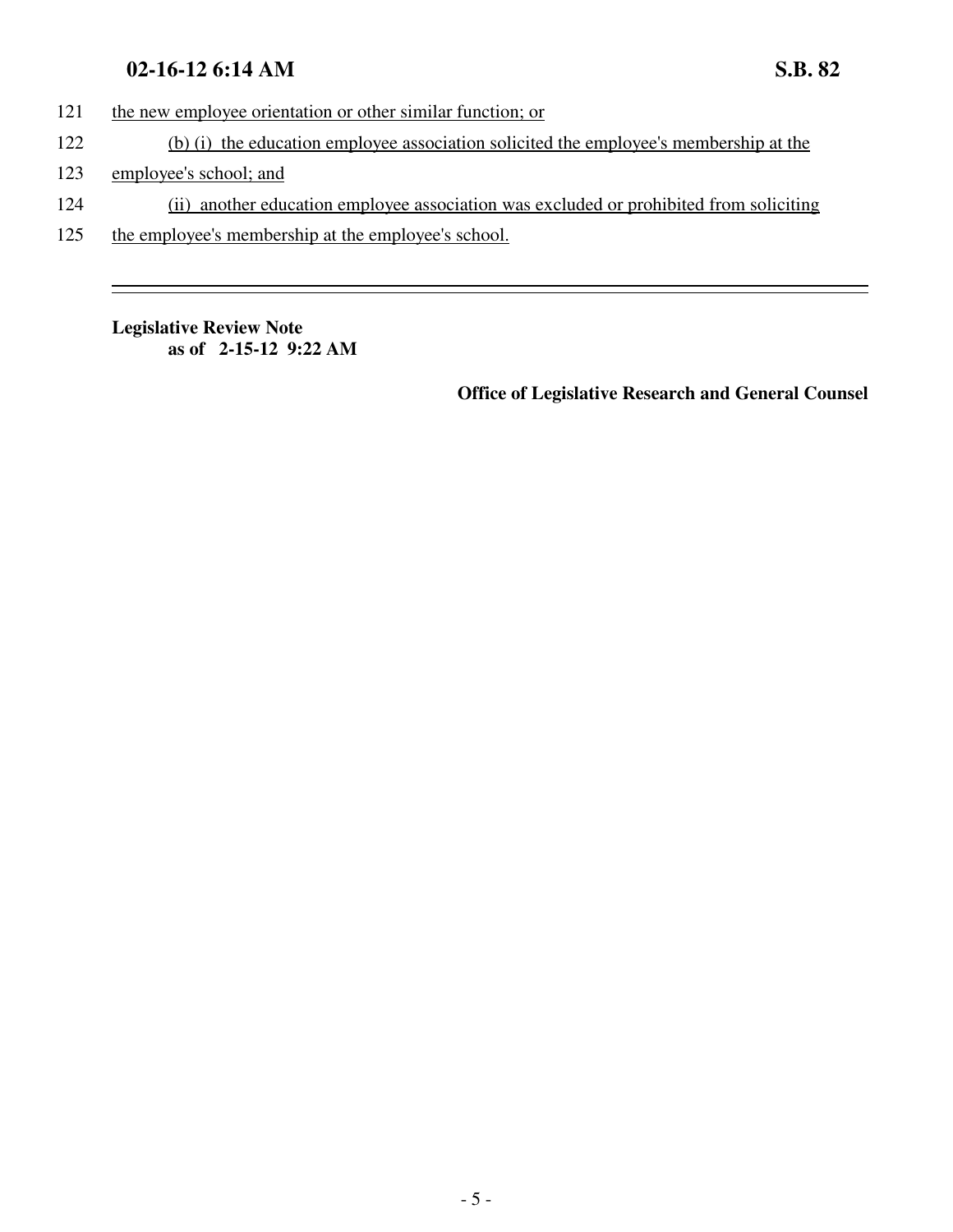121 the new employee orientation or other similar function; or

122 (b) (i) the education employee association solicited the employee's membership at the

123 employee's school; and

124 (ii) another education employee association was excluded or prohibited from soliciting

125 the employee's membership at the employee's school.

---

**Legislative Review Note**
**as of 2-15-12 9:22 AM**

**Office of Legislative Research and General Counsel**